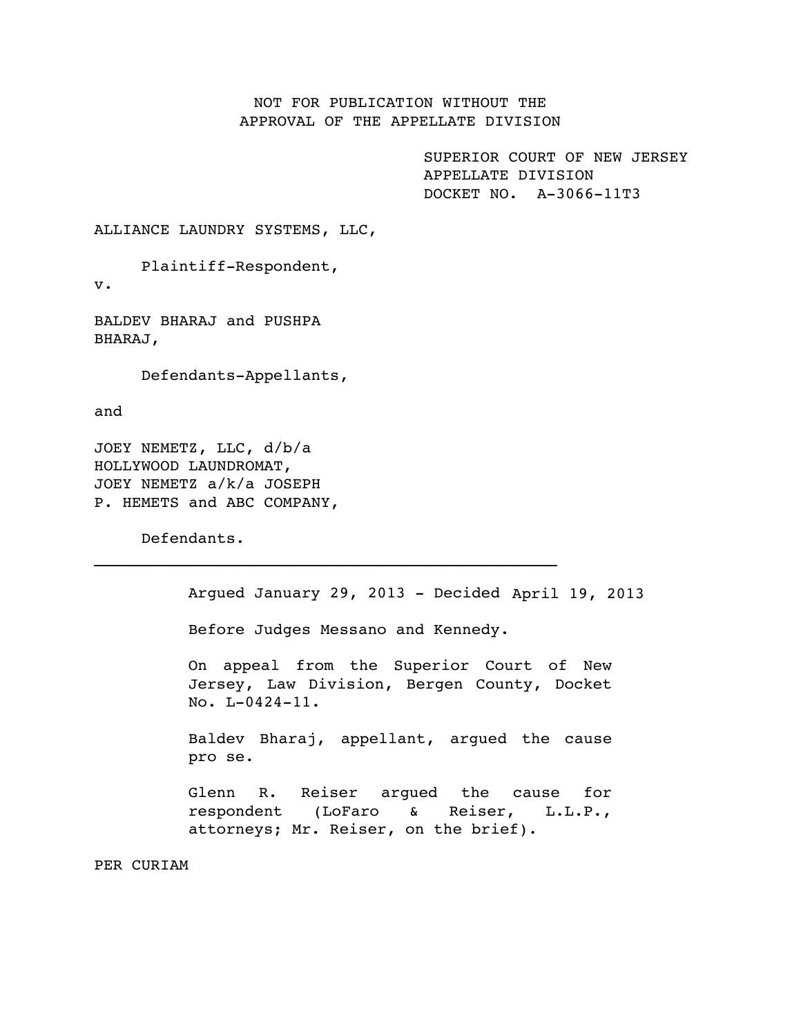NOT FOR PUBLICATION WITHOUT THE
APPROVAL OF THE APPELLATE DIVISION

SUPERIOR COURT OF NEW JERSEY
APPELLATE DIVISION
DOCKET NO. A-3066-11T3

ALLIANCE LAUNDRY SYSTEMS, LLC,

Plaintiff-Respondent,

v.

BALDEV BHARAJ and PUSHPA BHARAJ,

Defendants-Appellants,

and

JOEY NEMETZ, LLC, d/b/a HOLLYWOOD LAUNDROMAT, JOEY NEMETZ a/k/a JOSEPH P. HEMETS and ABC COMPANY,

Defendants.

---

Argued January 29, 2013 - Decided April 19, 2013

Before Judges Messano and Kennedy.

On appeal from the Superior Court of New Jersey, Law Division, Bergen County, Docket No. L-0424-11.

Baldev Bharaj, appellant, argued the cause pro se.

Glenn R. Reiser argued the cause for respondent (LoFaro & Reiser, L.L.P., attorneys; Mr. Reiser, on the brief).

PER CURIAM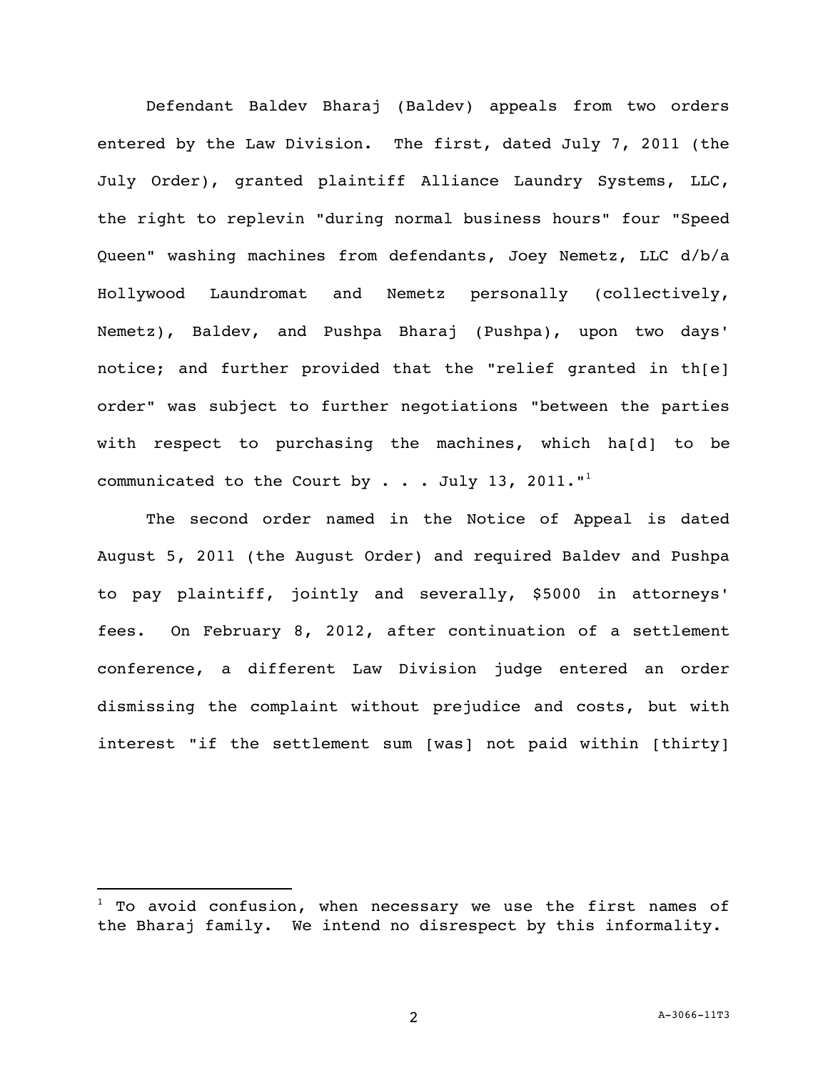Defendant Baldev Bharaj (Baldev) appeals from two orders entered by the Law Division. The first, dated July 7, 2011 (the July Order), granted plaintiff Alliance Laundry Systems, LLC, the right to replevin "during normal business hours" four "Speed Queen" washing machines from defendants, Joey Nemetz, LLC d/b/a Hollywood Laundromat and Nemetz personally (collectively, Nemetz), Baldev, and Pushpa Bharaj (Pushpa), upon two days' notice; and further provided that the "relief granted in th[e] order" was subject to further negotiations "between the parties with respect to purchasing the machines, which ha[d] to be communicated to the Court by . . . July 13, 2011."[1]

The second order named in the Notice of Appeal is dated August 5, 2011 (the August Order) and required Baldev and Pushpa to pay plaintiff, jointly and severally, $5000 in attorneys' fees. On February 8, 2012, after continuation of a settlement conference, a different Law Division judge entered an order dismissing the complaint without prejudice and costs, but with interest "if the settlement sum [was] not paid within [thirty]

---

[1] To avoid confusion, when necessary we use the first names of the Bharaj family. We intend no disrespect by this informality.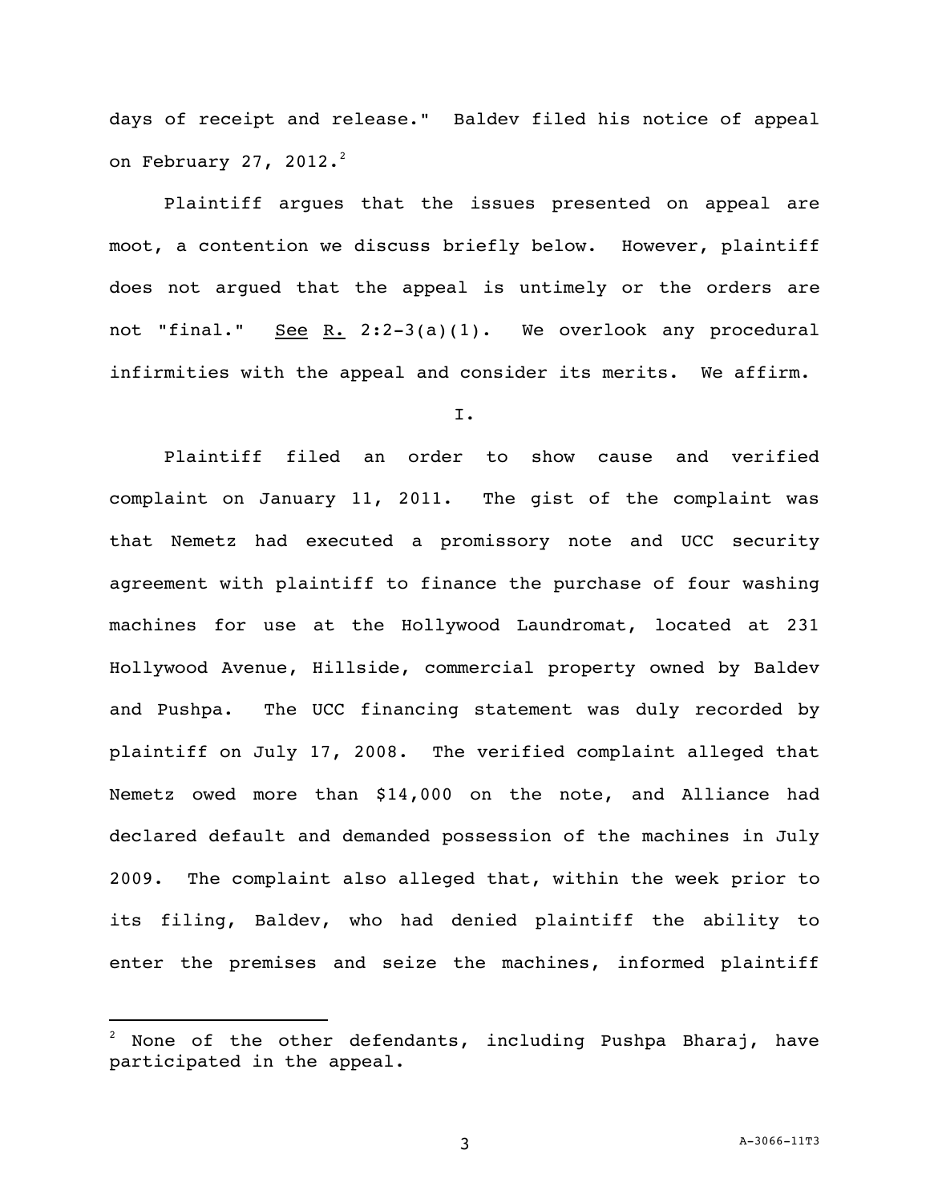days of receipt and release." Baldev filed his notice of appeal on February 27, 2012.[2]

Plaintiff argues that the issues presented on appeal are moot, a contention we discuss briefly below. However, plaintiff does not argued that the appeal is untimely or the orders are not "final." See R. 2:2-3(a)(1). We overlook any procedural infirmities with the appeal and consider its merits. We affirm.

I.

Plaintiff filed an order to show cause and verified complaint on January 11, 2011. The gist of the complaint was that Nemetz had executed a promissory note and UCC security agreement with plaintiff to finance the purchase of four washing machines for use at the Hollywood Laundromat, located at 231 Hollywood Avenue, Hillside, commercial property owned by Baldev and Pushpa. The UCC financing statement was duly recorded by plaintiff on July 17, 2008. The verified complaint alleged that Nemetz owed more than $14,000 on the note, and Alliance had declared default and demanded possession of the machines in July 2009. The complaint also alleged that, within the week prior to its filing, Baldev, who had denied plaintiff the ability to enter the premises and seize the machines, informed plaintiff

---

[2] None of the other defendants, including Pushpa Bharaj, have participated in the appeal.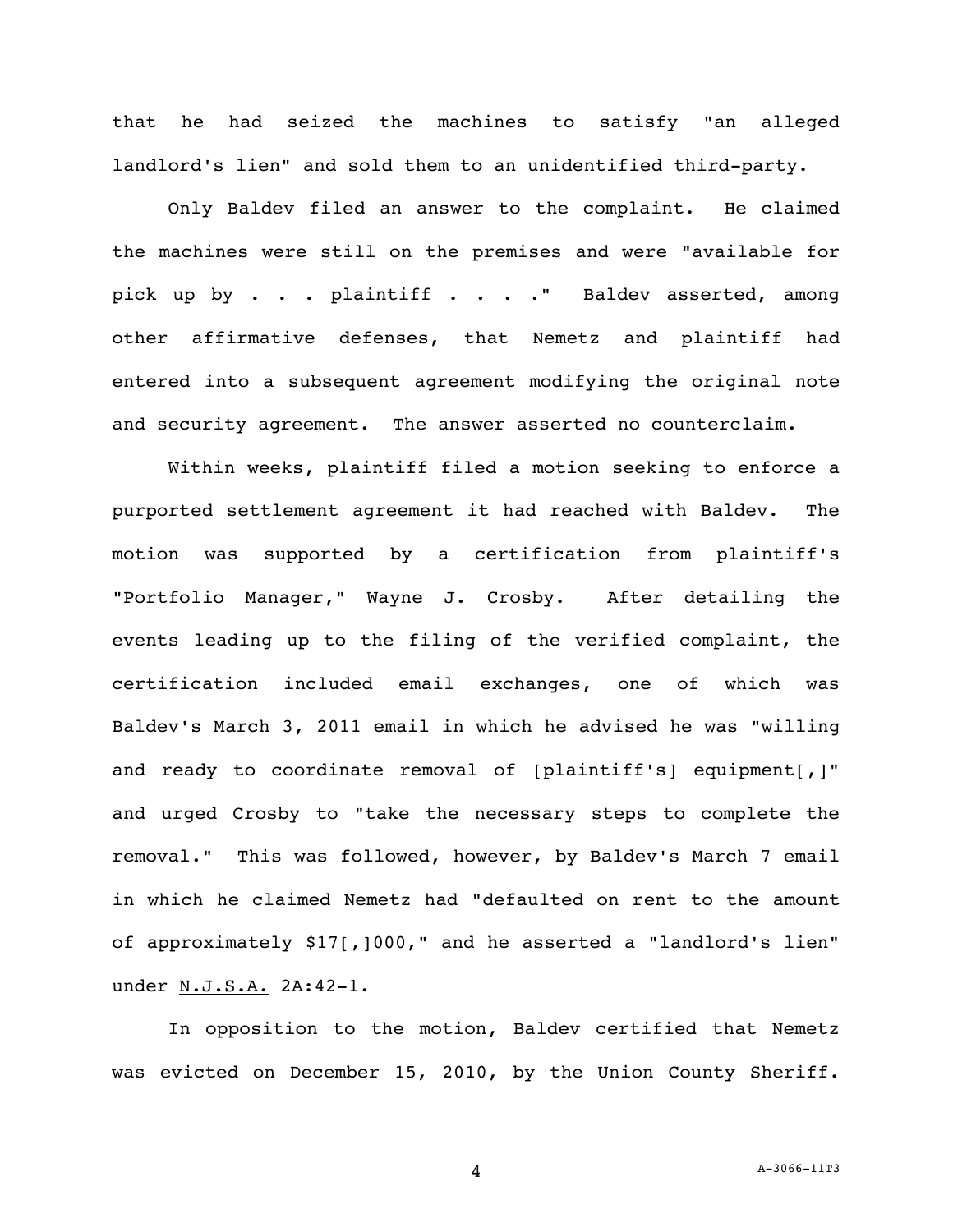that he had seized the machines to satisfy "an alleged landlord's lien" and sold them to an unidentified third-party.

Only Baldev filed an answer to the complaint. He claimed the machines were still on the premises and were "available for pick up by . . . plaintiff . . . ." Baldev asserted, among other affirmative defenses, that Nemetz and plaintiff had entered into a subsequent agreement modifying the original note and security agreement. The answer asserted no counterclaim.

Within weeks, plaintiff filed a motion seeking to enforce a purported settlement agreement it had reached with Baldev. The motion was supported by a certification from plaintiff's "Portfolio Manager," Wayne J. Crosby. After detailing the events leading up to the filing of the verified complaint, the certification included email exchanges, one of which was Baldev's March 3, 2011 email in which he advised he was "willing and ready to coordinate removal of [plaintiff's] equipment[,]" and urged Crosby to "take the necessary steps to complete the removal." This was followed, however, by Baldev's March 7 email in which he claimed Nemetz had "defaulted on rent to the amount of approximately $17[,]000," and he asserted a "landlord's lien" under N.J.S.A. 2A:42-1.

In opposition to the motion, Baldev certified that Nemetz was evicted on December 15, 2010, by the Union County Sheriff.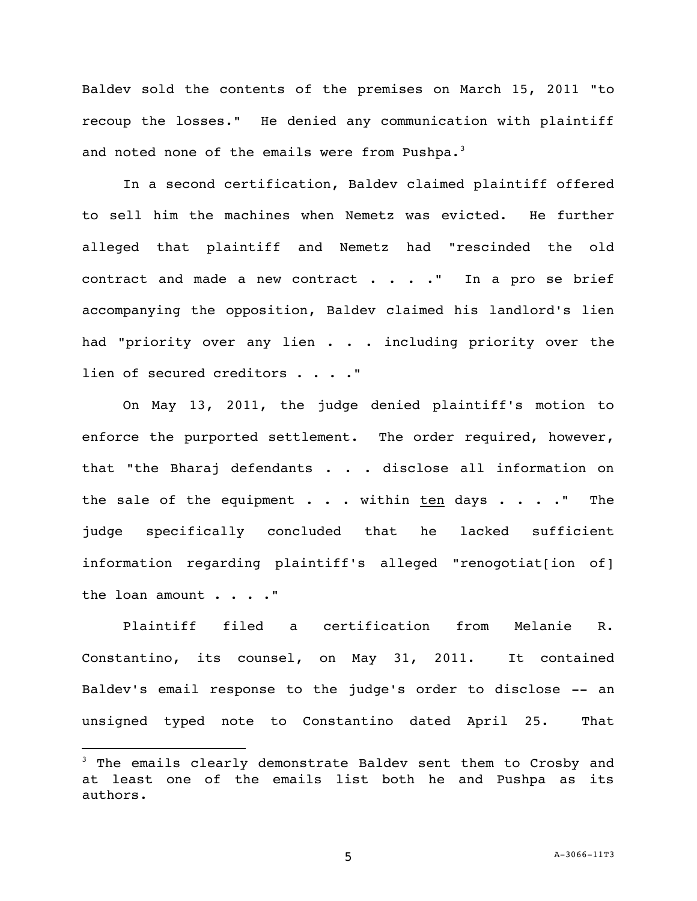Baldev sold the contents of the premises on March 15, 2011 "to recoup the losses." He denied any communication with plaintiff and noted none of the emails were from Pushpa.[3]

In a second certification, Baldev claimed plaintiff offered to sell him the machines when Nemetz was evicted. He further alleged that plaintiff and Nemetz had "rescinded the old contract and made a new contract . . . ." In a pro se brief accompanying the opposition, Baldev claimed his landlord's lien had "priority over any lien . . . including priority over the lien of secured creditors . . . ."

On May 13, 2011, the judge denied plaintiff's motion to enforce the purported settlement. The order required, however, that "the Bharaj defendants . . . disclose all information on the sale of the equipment . . . within <u>ten</u> days . . . ." The judge specifically concluded that he lacked sufficient information regarding plaintiff's alleged "renogotiat[ion of] the loan amount . . . ."

Plaintiff filed a certification from Melanie R. Constantino, its counsel, on May 31, 2011. It contained Baldev's email response to the judge's order to disclose -- an unsigned typed note to Constantino dated April 25. That

---

[3] The emails clearly demonstrate Baldev sent them to Crosby and at least one of the emails list both he and Pushpa as its authors.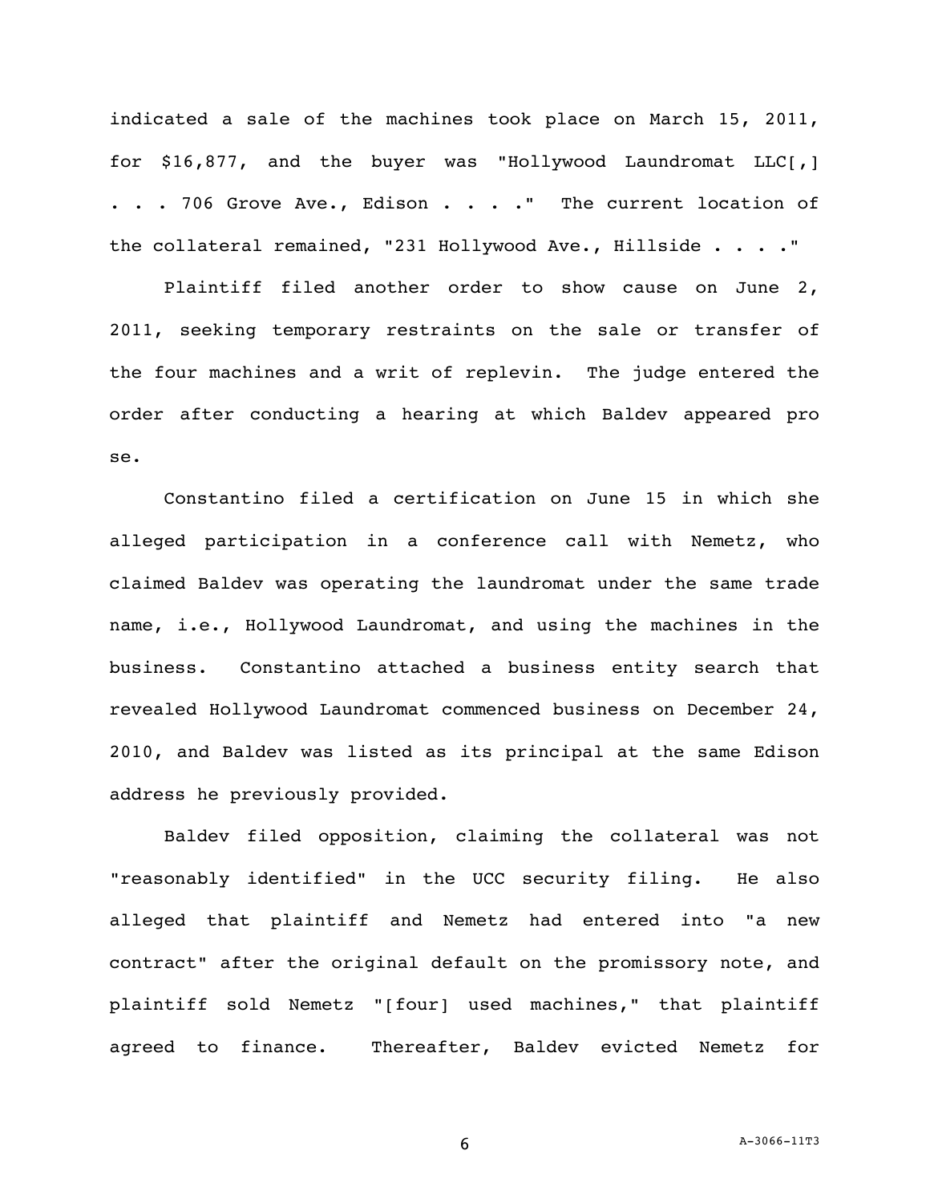indicated a sale of the machines took place on March 15, 2011, for $16,877, and the buyer was "Hollywood Laundromat LLC[,] . . . 706 Grove Ave., Edison . . . ." The current location of the collateral remained, "231 Hollywood Ave., Hillside . . . ."

Plaintiff filed another order to show cause on June 2, 2011, seeking temporary restraints on the sale or transfer of the four machines and a writ of replevin. The judge entered the order after conducting a hearing at which Baldev appeared pro se.

Constantino filed a certification on June 15 in which she alleged participation in a conference call with Nemetz, who claimed Baldev was operating the laundromat under the same trade name, i.e., Hollywood Laundromat, and using the machines in the business. Constantino attached a business entity search that revealed Hollywood Laundromat commenced business on December 24, 2010, and Baldev was listed as its principal at the same Edison address he previously provided.

Baldev filed opposition, claiming the collateral was not "reasonably identified" in the UCC security filing. He also alleged that plaintiff and Nemetz had entered into "a new contract" after the original default on the promissory note, and plaintiff sold Nemetz "[four] used machines," that plaintiff agreed to finance. Thereafter, Baldev evicted Nemetz for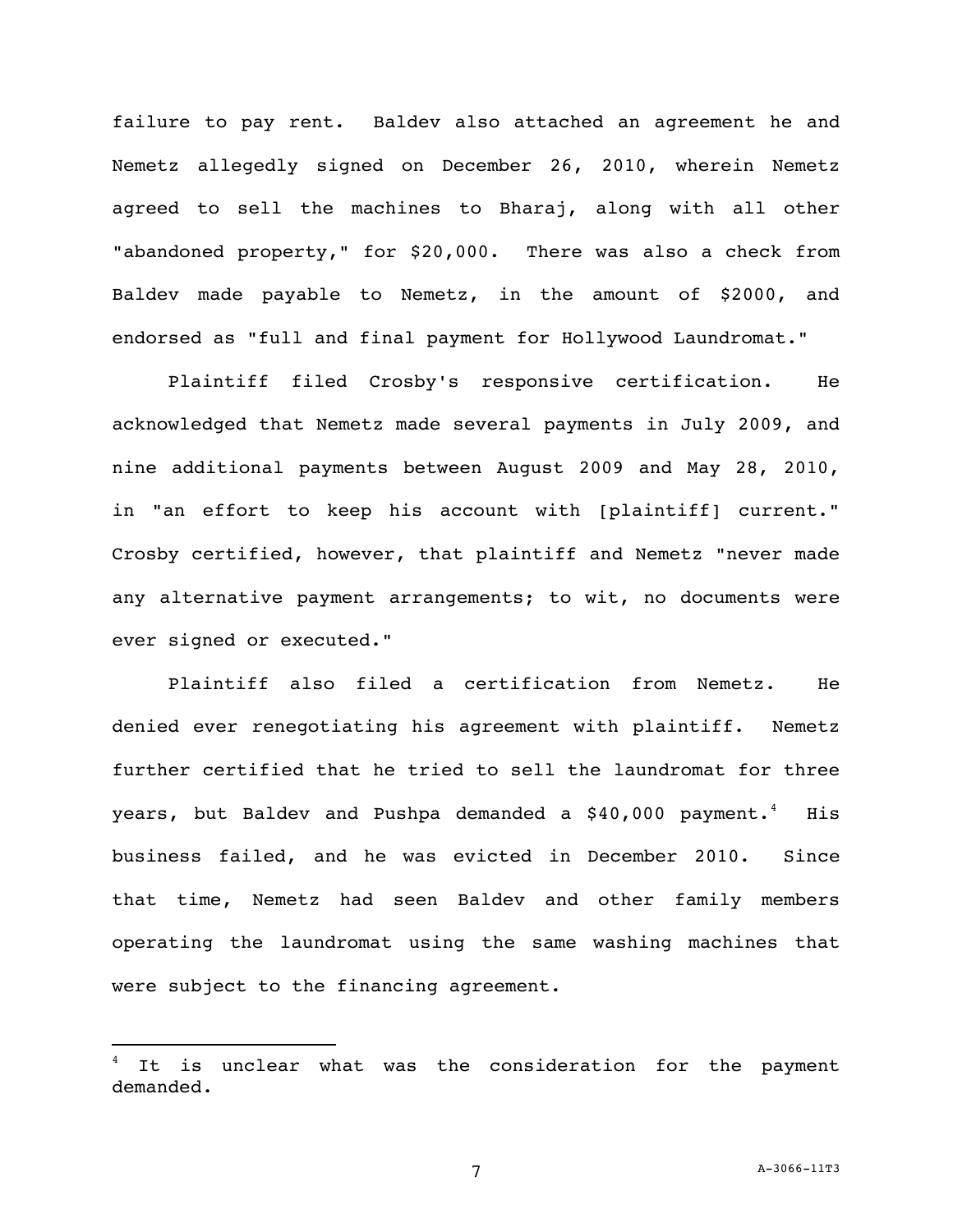failure to pay rent. Baldev also attached an agreement he and Nemetz allegedly signed on December 26, 2010, wherein Nemetz agreed to sell the machines to Bharaj, along with all other "abandoned property," for $20,000. There was also a check from Baldev made payable to Nemetz, in the amount of $2000, and endorsed as "full and final payment for Hollywood Laundromat."

Plaintiff filed Crosby's responsive certification. He acknowledged that Nemetz made several payments in July 2009, and nine additional payments between August 2009 and May 28, 2010, in "an effort to keep his account with [plaintiff] current." Crosby certified, however, that plaintiff and Nemetz "never made any alternative payment arrangements; to wit, no documents were ever signed or executed."

Plaintiff also filed a certification from Nemetz. He denied ever renegotiating his agreement with plaintiff. Nemetz further certified that he tried to sell the laundromat for three years, but Baldev and Pushpa demanded a $40,000 payment.[4] His business failed, and he was evicted in December 2010. Since that time, Nemetz had seen Baldev and other family members operating the laundromat using the same washing machines that were subject to the financing agreement.

---

[4] It is unclear what was the consideration for the payment demanded.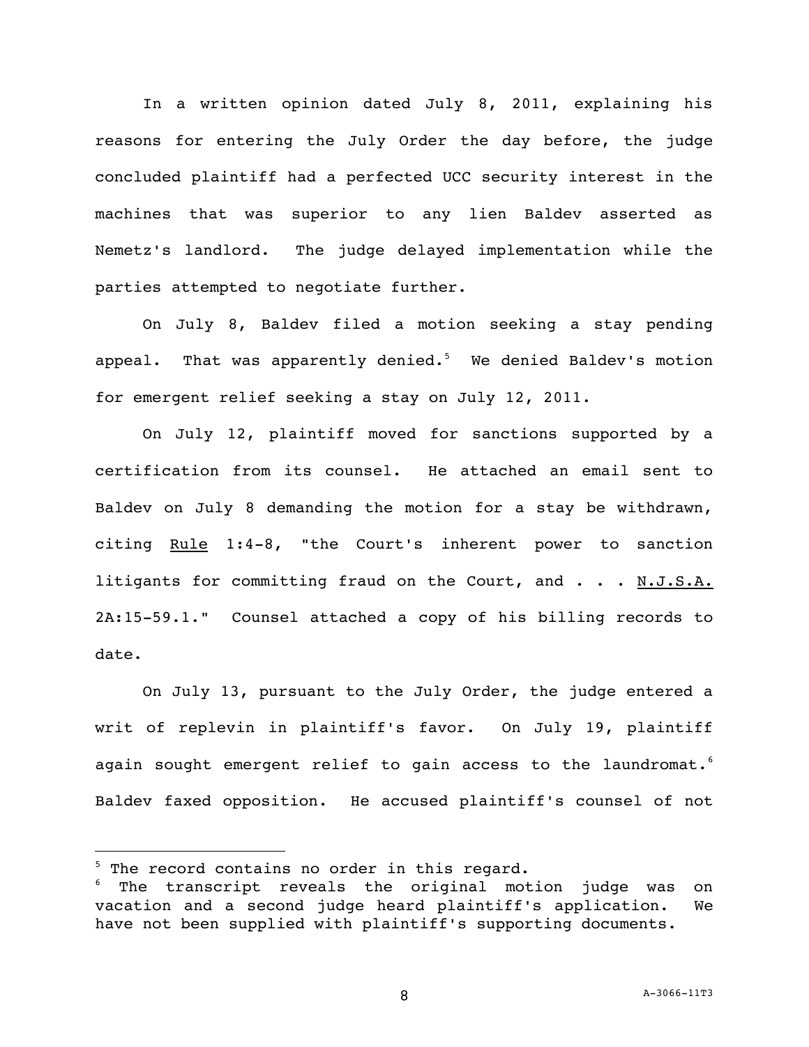In a written opinion dated July 8, 2011, explaining his reasons for entering the July Order the day before, the judge concluded plaintiff had a perfected UCC security interest in the machines that was superior to any lien Baldev asserted as Nemetz's landlord. The judge delayed implementation while the parties attempted to negotiate further.

On July 8, Baldev filed a motion seeking a stay pending appeal. That was apparently denied.[5] We denied Baldev's motion for emergent relief seeking a stay on July 12, 2011.

On July 12, plaintiff moved for sanctions supported by a certification from its counsel. He attached an email sent to Baldev on July 8 demanding the motion for a stay be withdrawn, citing Rule 1:4-8, "the Court's inherent power to sanction litigants for committing fraud on the Court, and . . . N.J.S.A. 2A:15-59.1." Counsel attached a copy of his billing records to date.

On July 13, pursuant to the July Order, the judge entered a writ of replevin in plaintiff's favor. On July 19, plaintiff again sought emergent relief to gain access to the laundromat.[6] Baldev faxed opposition. He accused plaintiff's counsel of not

---

[5] The record contains no order in this regard.

[6] The transcript reveals the original motion judge was on vacation and a second judge heard plaintiff's application. We have not been supplied with plaintiff's supporting documents.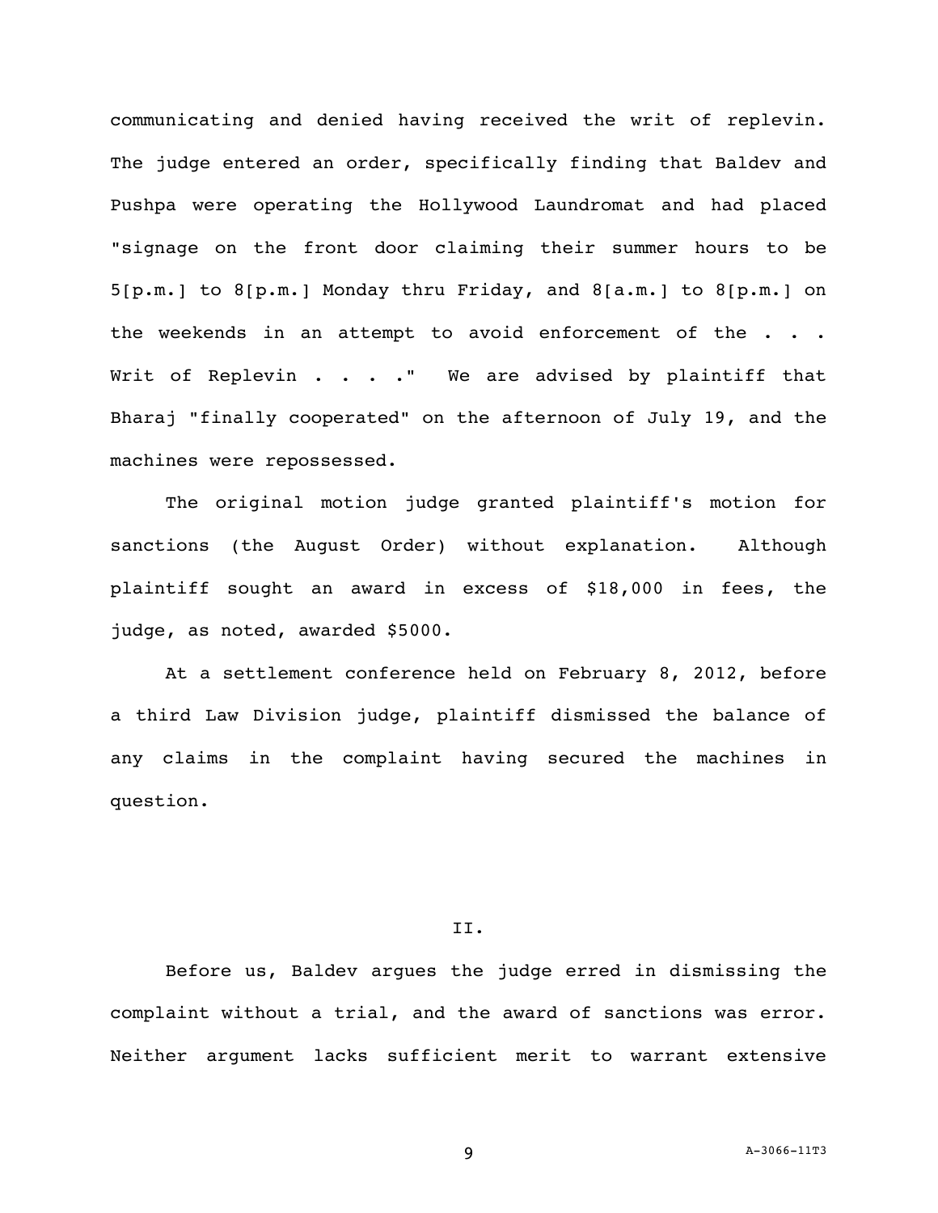communicating and denied having received the writ of replevin. The judge entered an order, specifically finding that Baldev and Pushpa were operating the Hollywood Laundromat and had placed "signage on the front door claiming their summer hours to be 5[p.m.] to 8[p.m.] Monday thru Friday, and 8[a.m.] to 8[p.m.] on the weekends in an attempt to avoid enforcement of the . . . Writ of Replevin . . . ." We are advised by plaintiff that Bharaj "finally cooperated" on the afternoon of July 19, and the machines were repossessed.

The original motion judge granted plaintiff's motion for sanctions (the August Order) without explanation. Although plaintiff sought an award in excess of $18,000 in fees, the judge, as noted, awarded $5000.

At a settlement conference held on February 8, 2012, before a third Law Division judge, plaintiff dismissed the balance of any claims in the complaint having secured the machines in question.

## II.

Before us, Baldev argues the judge erred in dismissing the complaint without a trial, and the award of sanctions was error. Neither argument lacks sufficient merit to warrant extensive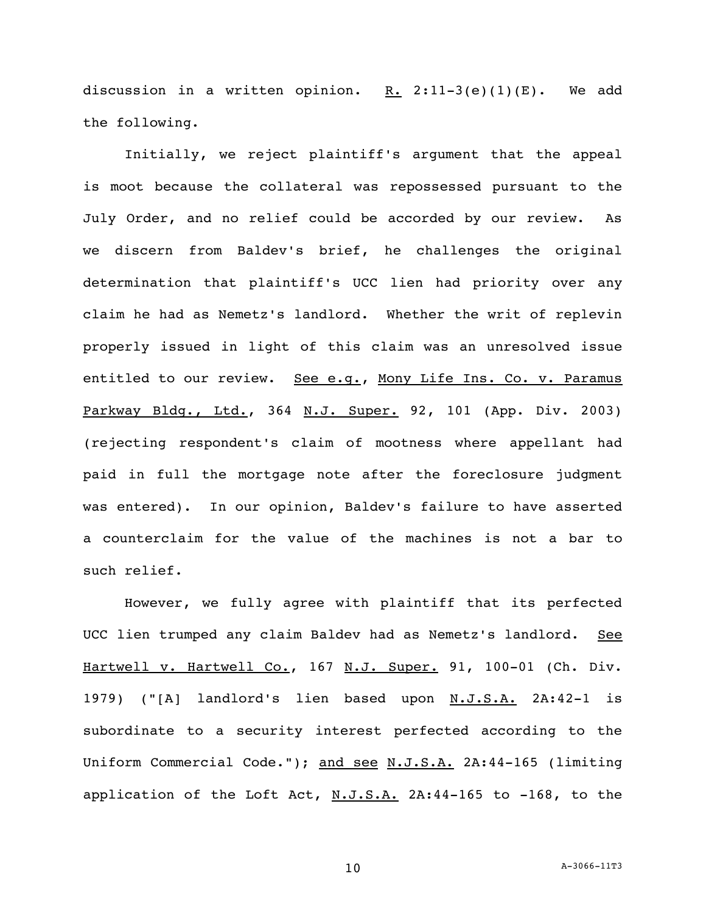discussion in a written opinion. R. 2:11-3(e)(1)(E). We add the following.

Initially, we reject plaintiff's argument that the appeal is moot because the collateral was repossessed pursuant to the July Order, and no relief could be accorded by our review. As we discern from Baldev's brief, he challenges the original determination that plaintiff's UCC lien had priority over any claim he had as Nemetz's landlord. Whether the writ of replevin properly issued in light of this claim was an unresolved issue entitled to our review. See e.g., Mony Life Ins. Co. v. Paramus Parkway Bldg., Ltd., 364 N.J. Super. 92, 101 (App. Div. 2003) (rejecting respondent's claim of mootness where appellant had paid in full the mortgage note after the foreclosure judgment was entered). In our opinion, Baldev's failure to have asserted a counterclaim for the value of the machines is not a bar to such relief.

However, we fully agree with plaintiff that its perfected UCC lien trumped any claim Baldev had as Nemetz's landlord. See Hartwell v. Hartwell Co., 167 N.J. Super. 91, 100-01 (Ch. Div. 1979) ("[A] landlord's lien based upon N.J.S.A. 2A:42-1 is subordinate to a security interest perfected according to the Uniform Commercial Code."); and see N.J.S.A. 2A:44-165 (limiting application of the Loft Act, N.J.S.A. 2A:44-165 to -168, to the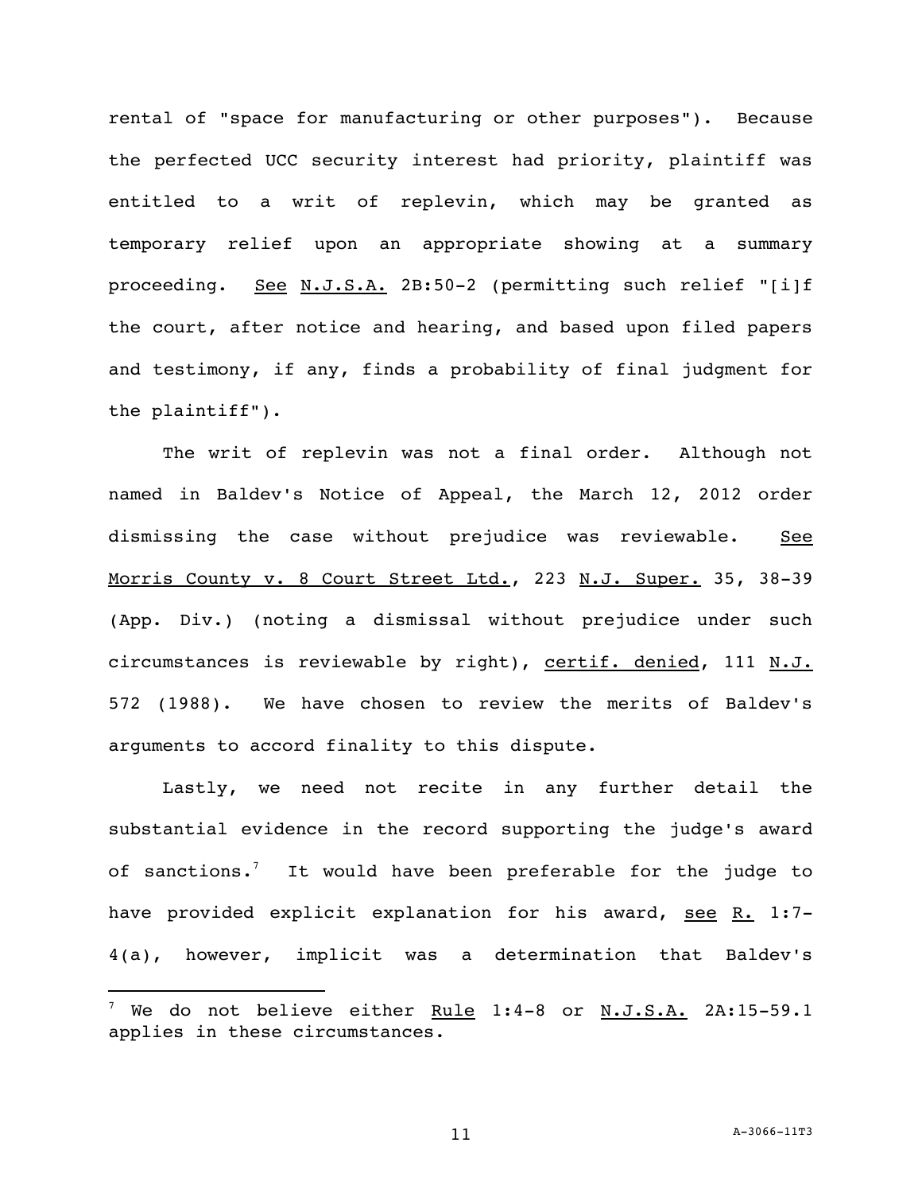rental of "space for manufacturing or other purposes"). Because the perfected UCC security interest had priority, plaintiff was entitled to a writ of replevin, which may be granted as temporary relief upon an appropriate showing at a summary proceeding. See N.J.S.A. 2B:50-2 (permitting such relief "[i]f the court, after notice and hearing, and based upon filed papers and testimony, if any, finds a probability of final judgment for the plaintiff").

The writ of replevin was not a final order. Although not named in Baldev's Notice of Appeal, the March 12, 2012 order dismissing the case without prejudice was reviewable. See Morris County v. 8 Court Street Ltd., 223 N.J. Super. 35, 38-39 (App. Div.) (noting a dismissal without prejudice under such circumstances is reviewable by right), certif. denied, 111 N.J. 572 (1988). We have chosen to review the merits of Baldev's arguments to accord finality to this dispute.

Lastly, we need not recite in any further detail the substantial evidence in the record supporting the judge's award of sanctions.[7] It would have been preferable for the judge to have provided explicit explanation for his award, see R. 1:7-4(a), however, implicit was a determination that Baldev's

---

[7] We do not believe either Rule 1:4-8 or N.J.S.A. 2A:15-59.1 applies in these circumstances.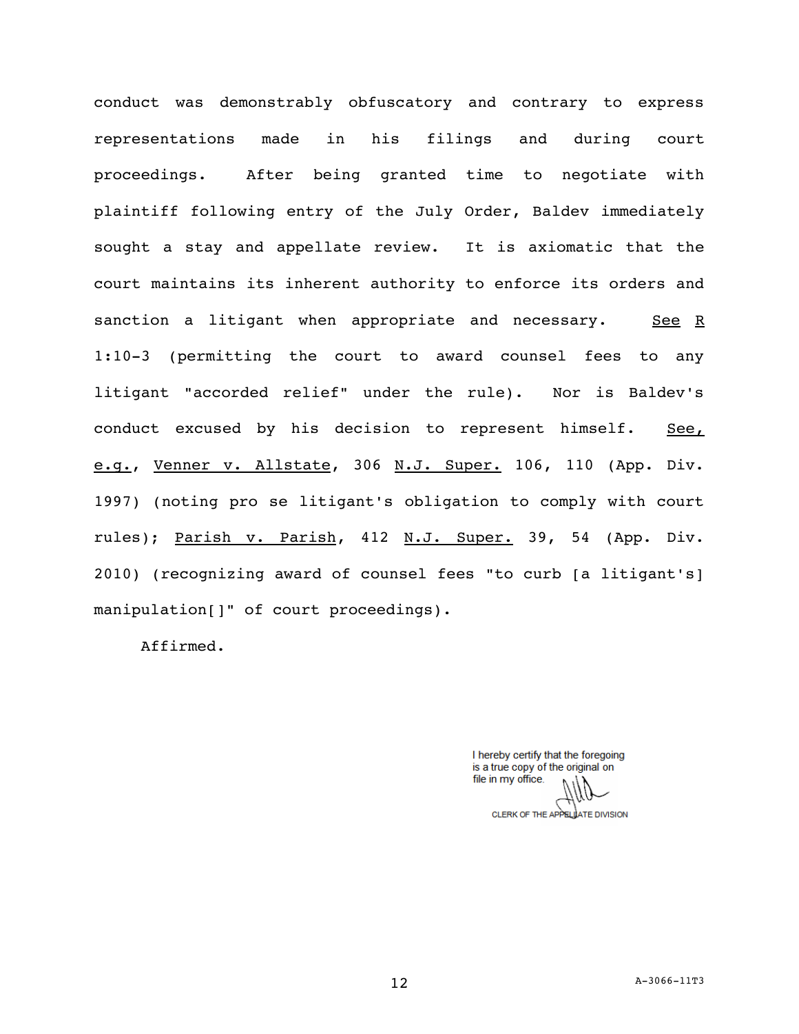conduct was demonstrably obfuscatory and contrary to express representations made in his filings and during court proceedings. After being granted time to negotiate with plaintiff following entry of the July Order, Baldev immediately sought a stay and appellate review. It is axiomatic that the court maintains its inherent authority to enforce its orders and sanction a litigant when appropriate and necessary. See R 1:10-3 (permitting the court to award counsel fees to any litigant "accorded relief" under the rule). Nor is Baldev's conduct excused by his decision to represent himself. See, e.g., Venner v. Allstate, 306 N.J. Super. 106, 110 (App. Div. 1997) (noting pro se litigant's obligation to comply with court rules); Parish v. Parish, 412 N.J. Super. 39, 54 (App. Div. 2010) (recognizing award of counsel fees "to curb [a litigant's] manipulation[]" of court proceedings).

Affirmed.

I hereby certify that the foregoing is a true copy of the original on file in my office.

CLERK OF THE APPELLATE DIVISION

A-3066-11T3